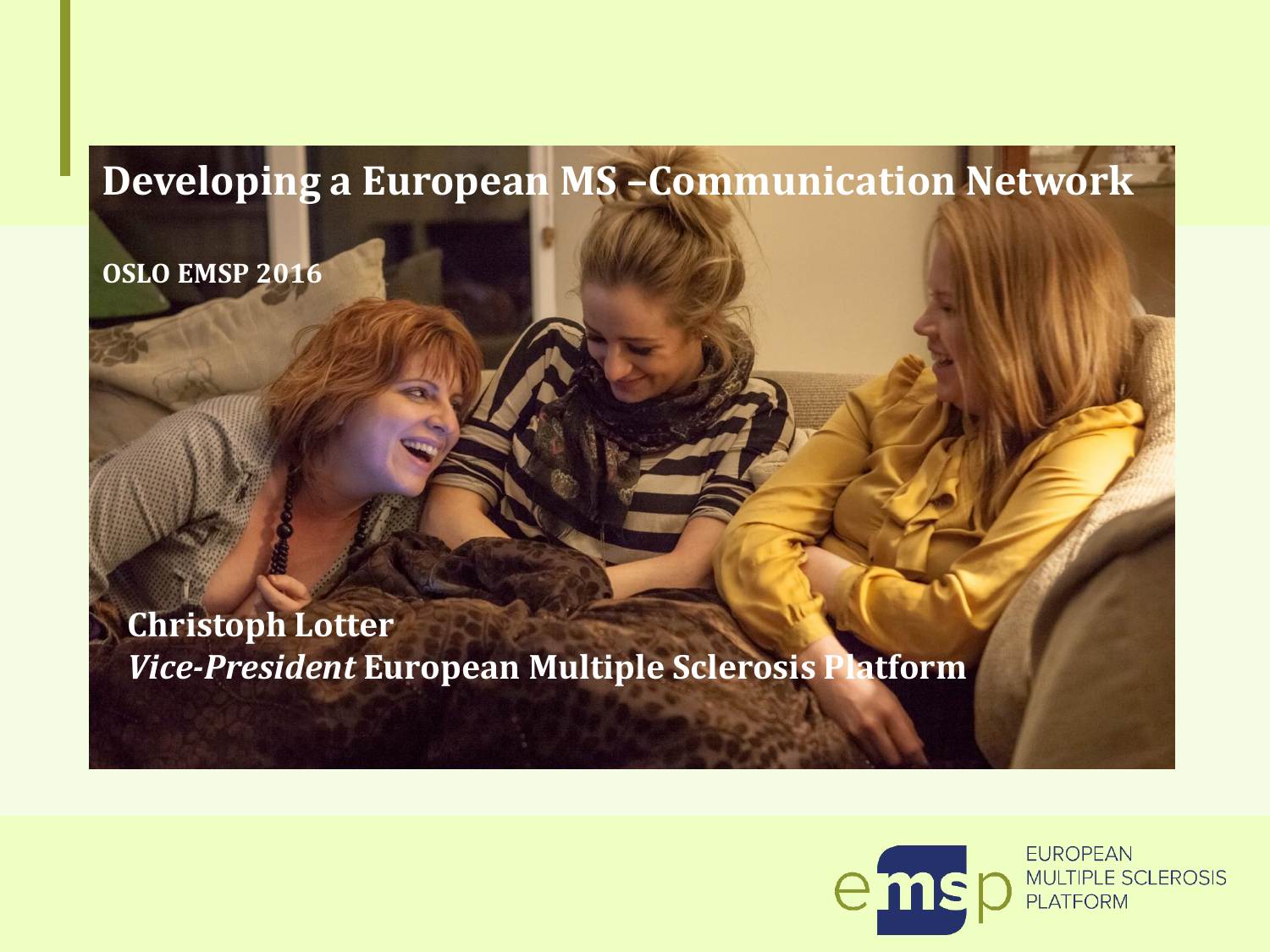# Developing a European MS –Communication Network

**OSLO EMSP 2016**

**Christoph Lotter**
***Vice-President* European Multiple Sclerosis Platform**

EUROPEAN MULTIPLE SCLEROSIS PLATFORM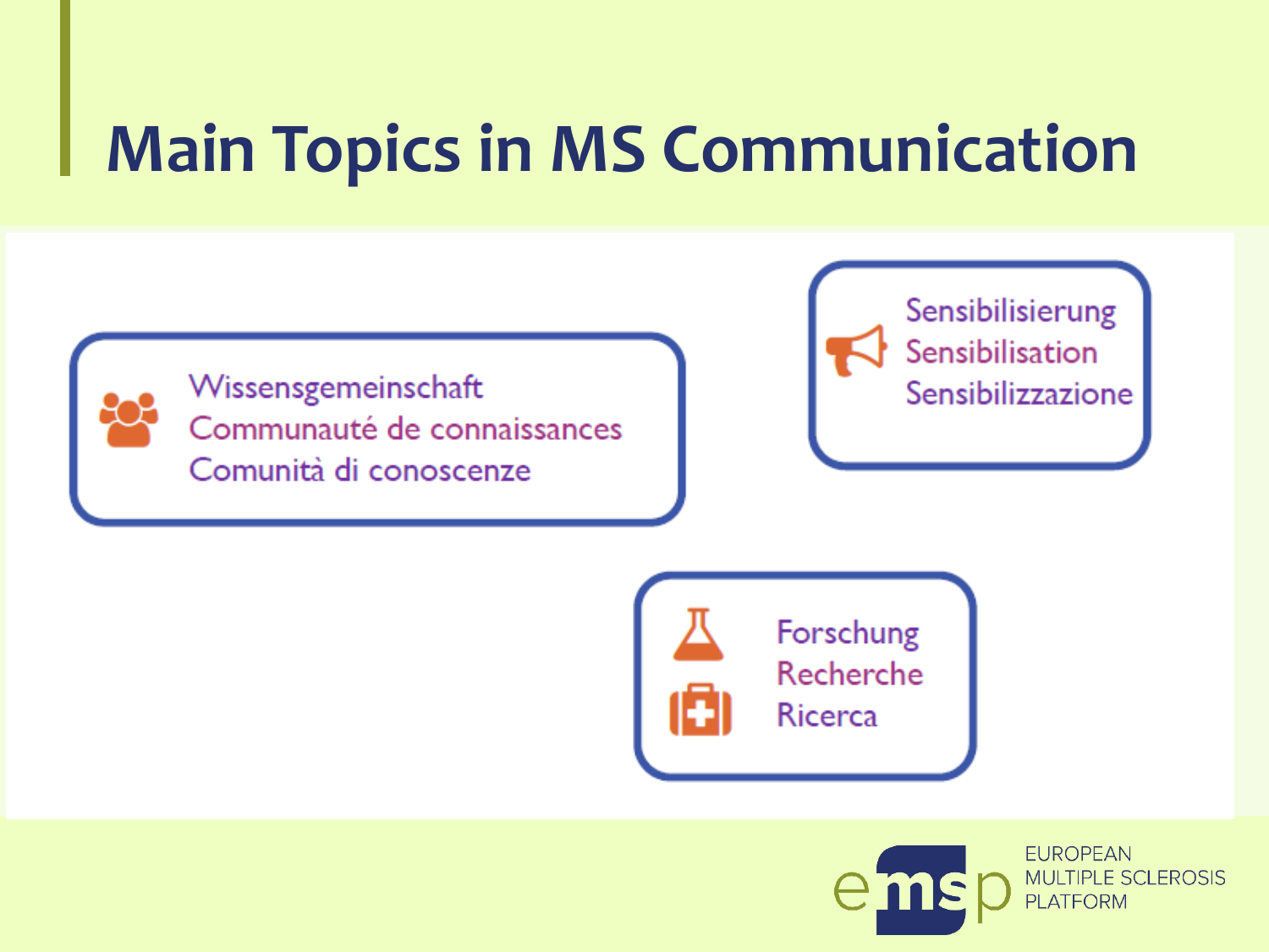# Main Topics in MS Communication

Wissensgemeinschaft
Communauté de connaissances
Comunità di conoscenze

Sensibilisierung
Sensibilisation
Sensibilizzazione

Forschung
Recherche
Ricerca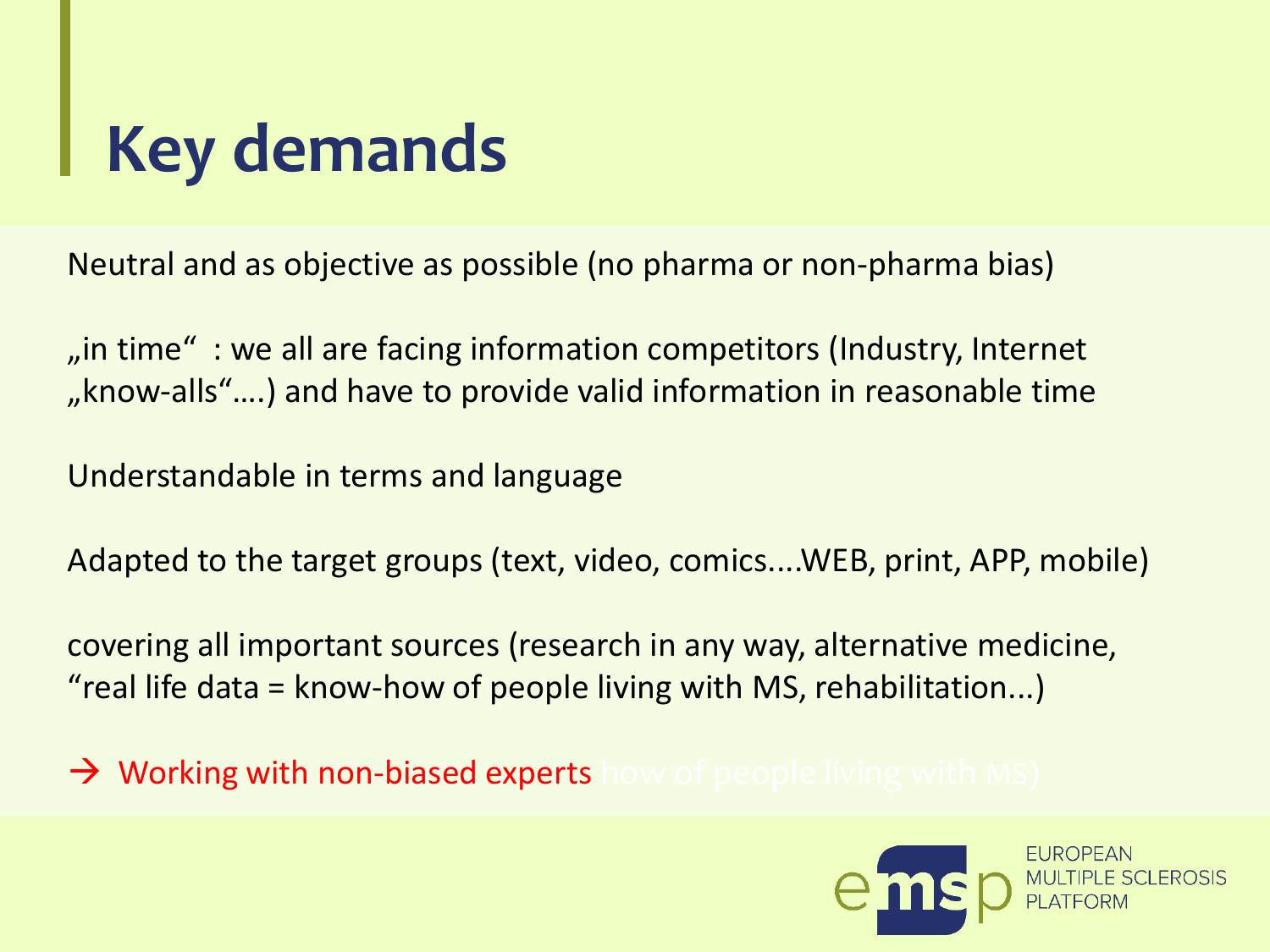# Key demands

Neutral and as objective as possible (no pharma or non-pharma bias)

„in time“ : we all are facing information competitors (Industry, Internet „know-alls“….) and have to provide valid information in reasonable time

Understandable in terms and language

Adapted to the target groups (text, video, comics....WEB, print, APP, mobile)

covering all important sources (research in any way, alternative medicine, “real life data = know-how of people living with MS, rehabilitation...)

→ Working with non-biased experts how of people living with MS)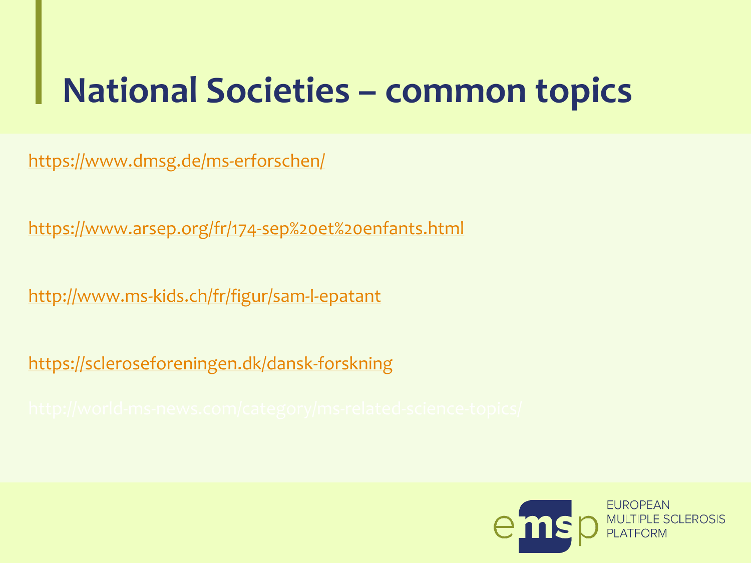# National Societies – common topics

https://www.dmsg.de/ms-erforschen/

https://www.arsep.org/fr/174-sep%20et%20enfants.html

http://www.ms-kids.ch/fr/figur/sam-l-epatant

https://scleroseforeningen.dk/dansk-forskning

http://world-ms-news.com/category/ms-related-science-topics/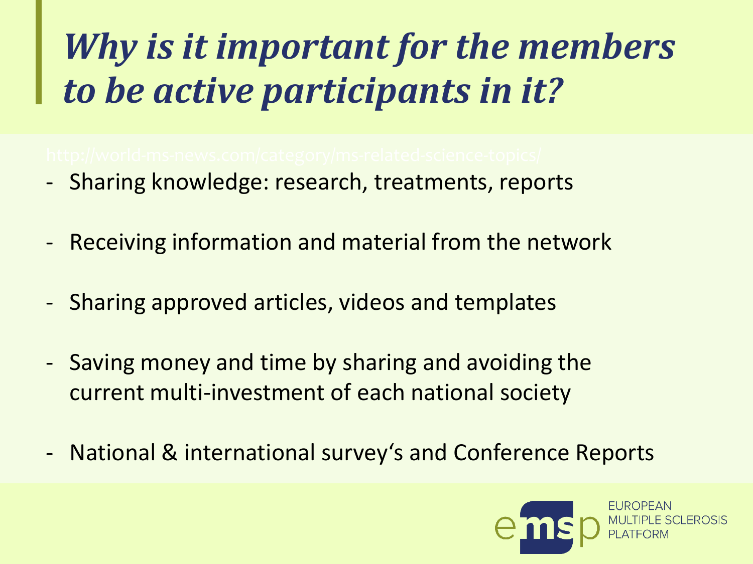# *Why is it important for the members to be active participants in it?*

http://world-ms-news.com/category/ms-related-science-topics/

- Sharing knowledge: research, treatments, reports
- Receiving information and material from the network
- Sharing approved articles, videos and templates
- Saving money and time by sharing and avoiding the current multi-investment of each national society
- National & international survey's and Conference Reports

EUROPEAN MULTIPLE SCLEROSIS PLATFORM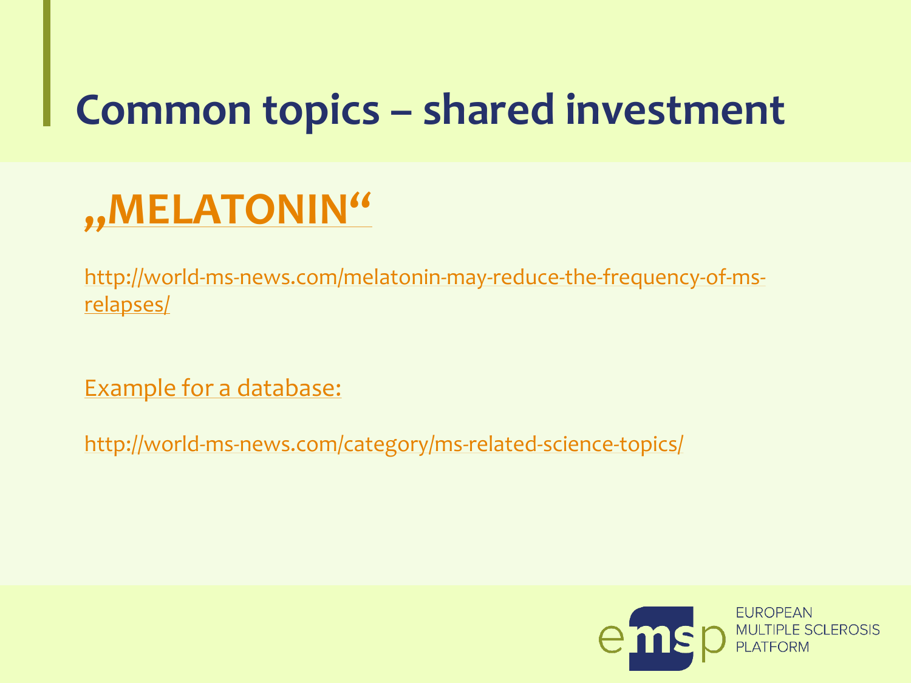# Common topics – shared investment

## „MELATONIN“

http://world-ms-news.com/melatonin-may-reduce-the-frequency-of-ms-relapses/

Example for a database:

http://world-ms-news.com/category/ms-related-science-topics/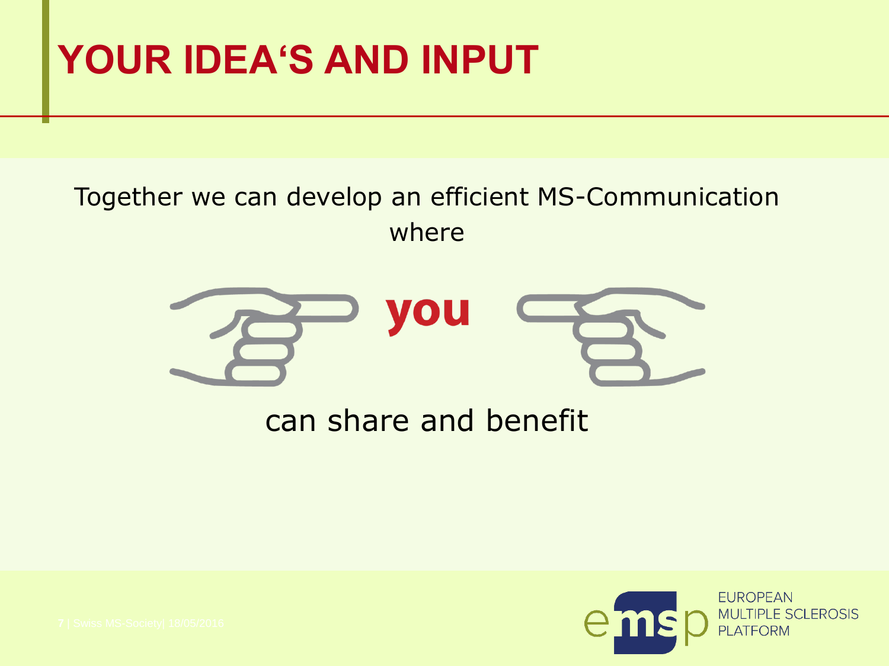# YOUR IDEA'S AND INPUT

Together we can develop an efficient MS-Communication where

**you**

can share and benefit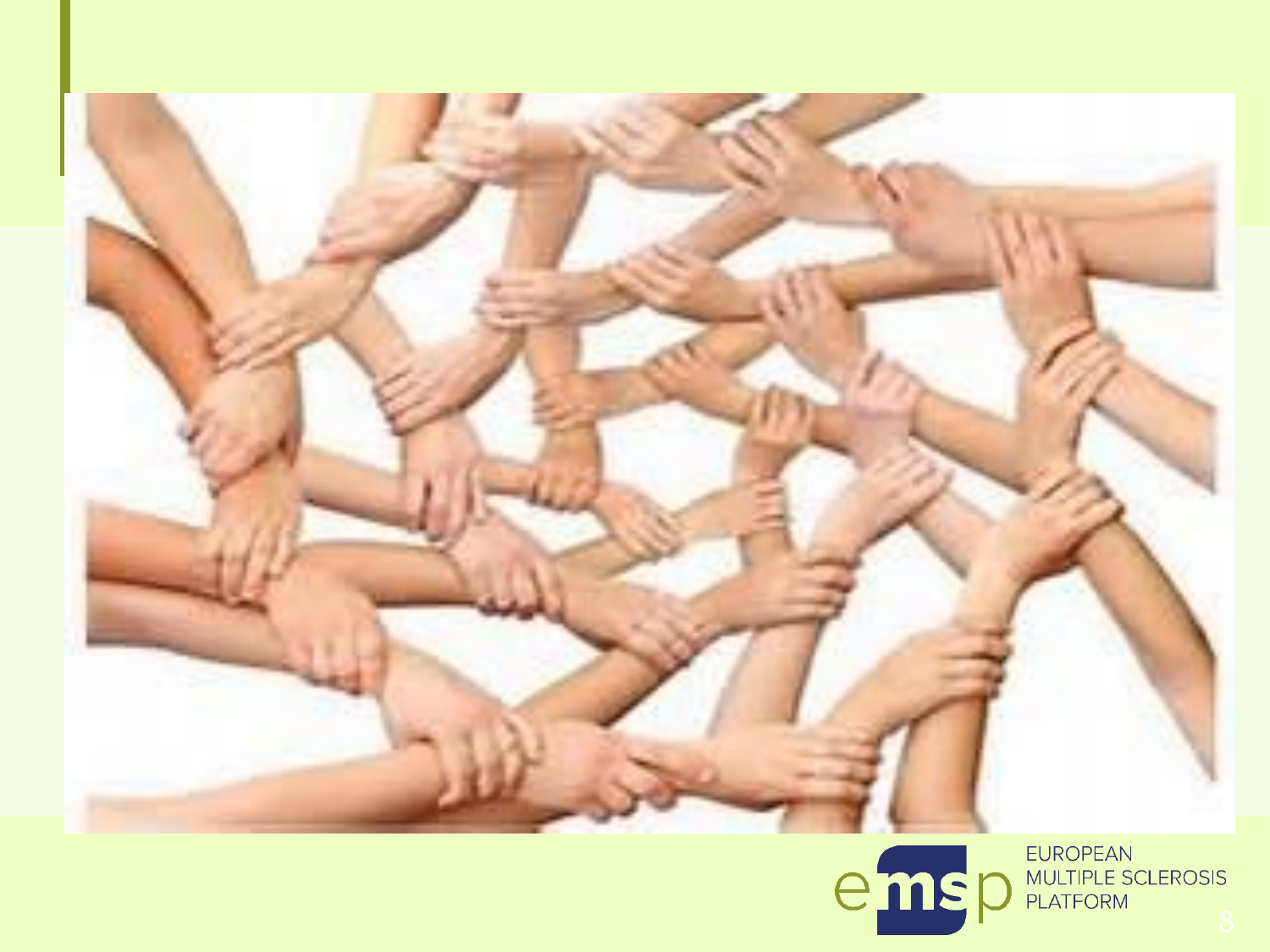EUROPEAN MULTIPLE SCLEROSIS PLATFORM